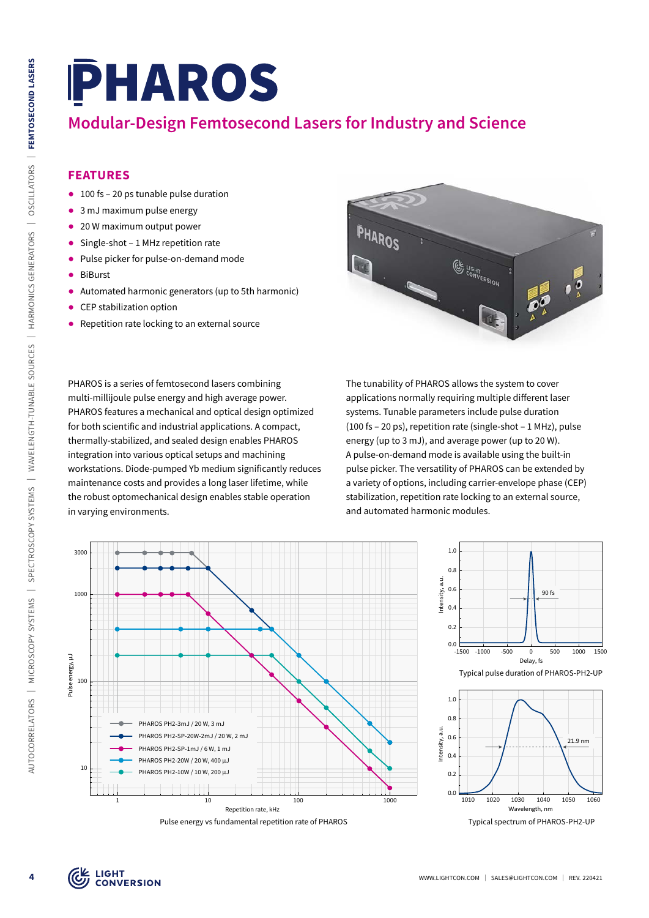# PHAROS

## Modular-Design Femtosecond Lasers for Industry and Science

### FEATURES

- 100 fs – 20 ps tunable pulse duration
- 3 mJ maximum pulse energy
- 20 W maximum output power
- Single-shot – 1 MHz repetition rate
- Pulse picker for pulse-on-demand mode
- BiBurst
- Automated harmonic generators (up to 5th harmonic)
- CEP stabilization option
- Repetition rate locking to an external source

PHAROS is a series of femtosecond lasers combining multi-millijoule pulse energy and high average power. PHAROS features a mechanical and optical design optimized for both scientific and industrial applications. A compact, thermally-stabilized, and sealed design enables PHAROS integration into various optical setups and machining workstations. Diode-pumped Yb medium significantly reduces maintenance costs and provides a long laser lifetime, while the robust optomechanical design enables stable operation in varying environments.

The tunability of PHAROS allows the system to cover applications normally requiring multiple different laser systems. Tunable parameters include pulse duration (100 fs – 20 ps), repetition rate (single-shot – 1 MHz), pulse energy (up to 3 mJ), and average power (up to 20 W). A pulse-on-demand mode is available using the built-in pulse picker. The versatility of PHAROS can be extended by a variety of options, including carrier-envelope phase (CEP) stabilization, repetition rate locking to an external source, and automated harmonic modules.

Pulse energy vs fundamental repetition rate of PHAROS

Typical pulse duration of PHAROS-PH2-UP

Typical spectrum of PHAROS-PH2-UP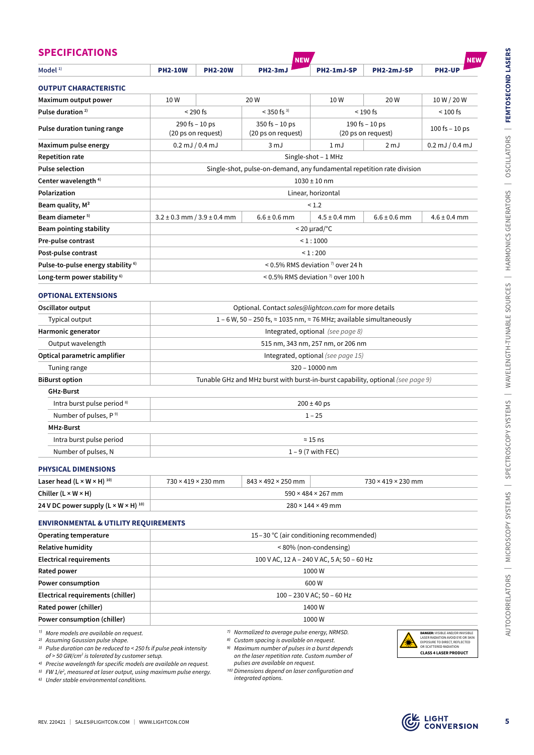## SPECIFICATIONS

| Model [1] | PH2-10W | PH2-20W | PH2-3mJ (NEW) | PH2-1mJ-SP | PH2-2mJ-SP | PH2-UP (NEW) |
|---|---|---|---|---|---|---|
| **OUTPUT CHARACTERISTIC** | | | | | | |
| **Maximum output power** | 10 W | 20 W | | 10 W | 20 W | 10 W / 20 W |
| **Pulse duration** [2] | < 290 fs | | < 350 fs [3] | < 190 fs | | < 100 fs |
| **Pulse duration tuning range** | 290 fs – 10 ps (20 ps on request) | | 350 fs – 10 ps (20 ps on request) | 190 fs – 10 ps (20 ps on request) | | 100 fs – 10 ps |
| **Maximum pulse energy** | 0.2 mJ / 0.4 mJ | | 3 mJ | 1 mJ | 2 mJ | 0.2 mJ / 0.4 mJ |
| **Repetition rate** | Single-shot – 1 MHz | | | | | |
| **Pulse selection** | Single-shot, pulse-on-demand, any fundamental repetition rate division | | | | | |
| **Center wavelength** [4] | 1030 ± 10 nm | | | | | |
| **Polarization** | Linear, horizontal | | | | | |
| **Beam quality, $M^2$** | < 1.2 | | | | | |
| **Beam diameter** [5] | 3.2 ± 0.3 mm / 3.9 ± 0.4 mm | | 6.6 ± 0.6 mm | 4.5 ± 0.4 mm | 6.6 ± 0.6 mm | 4.6 ± 0.4 mm |
| **Beam pointing stability** | < 20 µrad/°C | | | | | |
| **Pre-pulse contrast** | < 1 : 1000 | | | | | |
| **Post-pulse contrast** | < 1 : 200 | | | | | |
| **Pulse-to-pulse energy stability** [6] | < 0.5% RMS deviation [7] over 24 h | | | | | |
| **Long-term power stability** [6] | < 0.5% RMS deviation [7] over 100 h | | | | | |
| **OPTIONAL EXTENSIONS** | | | | | | |
| **Oscillator output** | Optional. Contact *sales@lightcon.com* for more details | | | | | |
| Typical output | 1 – 6 W, 50 – 250 fs, ≈ 1035 nm, ≈ 76 MHz; available simultaneously | | | | | |
| **Harmonic generator** | Integrated, optional *(see page 8)* | | | | | |
| Output wavelength | 515 nm, 343 nm, 257 nm, or 206 nm | | | | | |
| **Optical parametric amplifier** | Integrated, optional *(see page 15)* | | | | | |
| Tuning range | 320 – 10000 nm | | | | | |
| **BiBurst option** | Tunable GHz and MHz burst with burst-in-burst capability, optional *(see page 9)* | | | | | |
| **GHz-Burst** | | | | | | |
| Intra burst pulse period [8] | 200 ± 40 ps | | | | | |
| Number of pulses, P [9] | 1 – 25 | | | | | |
| **MHz-Burst** | | | | | | |
| Intra burst pulse period | ≈ 15 ns | | | | | |
| Number of pulses, N | 1 – 9 (7 with FEC) | | | | | |
| **PHYSICAL DIMENSIONS** | | | | | | |
| **Laser head (L × W × H)** [10] | 730 × 419 × 230 mm | | 843 × 492 × 250 mm | 730 × 419 × 230 mm | | |
| **Chiller (L × W × H)** | 590 × 484 × 267 mm | | | | | |
| **24 V DC power supply (L × W × H)** [10] | 280 × 144 × 49 mm | | | | | |
| **ENVIRONMENTAL & UTILITY REQUIREMENTS** | | | | | | |
| **Operating temperature** | 15 – 30 °C (air conditioning recommended) | | | | | |
| **Relative humidity** | < 80% (non-condensing) | | | | | |
| **Electrical requirements** | 100 V AC, 12 A – 240 V AC, 5 A; 50 – 60 Hz | | | | | |
| **Rated power** | 1000 W | | | | | |
| **Power consumption** | 600 W | | | | | |
| **Electrical requirements (chiller)** | 100 – 230 V AC; 50 – 60 Hz | | | | | |
| **Rated power (chiller)** | 1400 W | | | | | |
| **Power consumption (chiller)** | 1000 W | | | | | |

1) *More models are available on request.*
2) *Assuming Gaussian pulse shape.*
3) *Pulse duration can be reduced to < 250 fs if pulse peak intensity of > 50 GW/cm² is tolerated by customer setup.*
4) *Precise wavelength for specific models are available on request.*
5) *FW 1/e², measured at laser output, using maximum pulse energy.*
6) *Under stable environmental conditions.*
7) *Normalized to average pulse energy, NRMSD.*
8) *Custom spacing is available on request.*
9) *Maximum number of pulses in a burst depends on the laser repetition rate. Custom number of pulses are available on request.*
10) *Dimensions depend on laser configuration and integrated options.*

**DANGER:** VISIBLE AND/OR INVISIBLE LASER RADIATION AVOID EYE OR SKIN EXPOSURE TO DIRECT, REFLECTED OR SCATTERED RADIATION
**CLASS 4 LASER PRODUCT**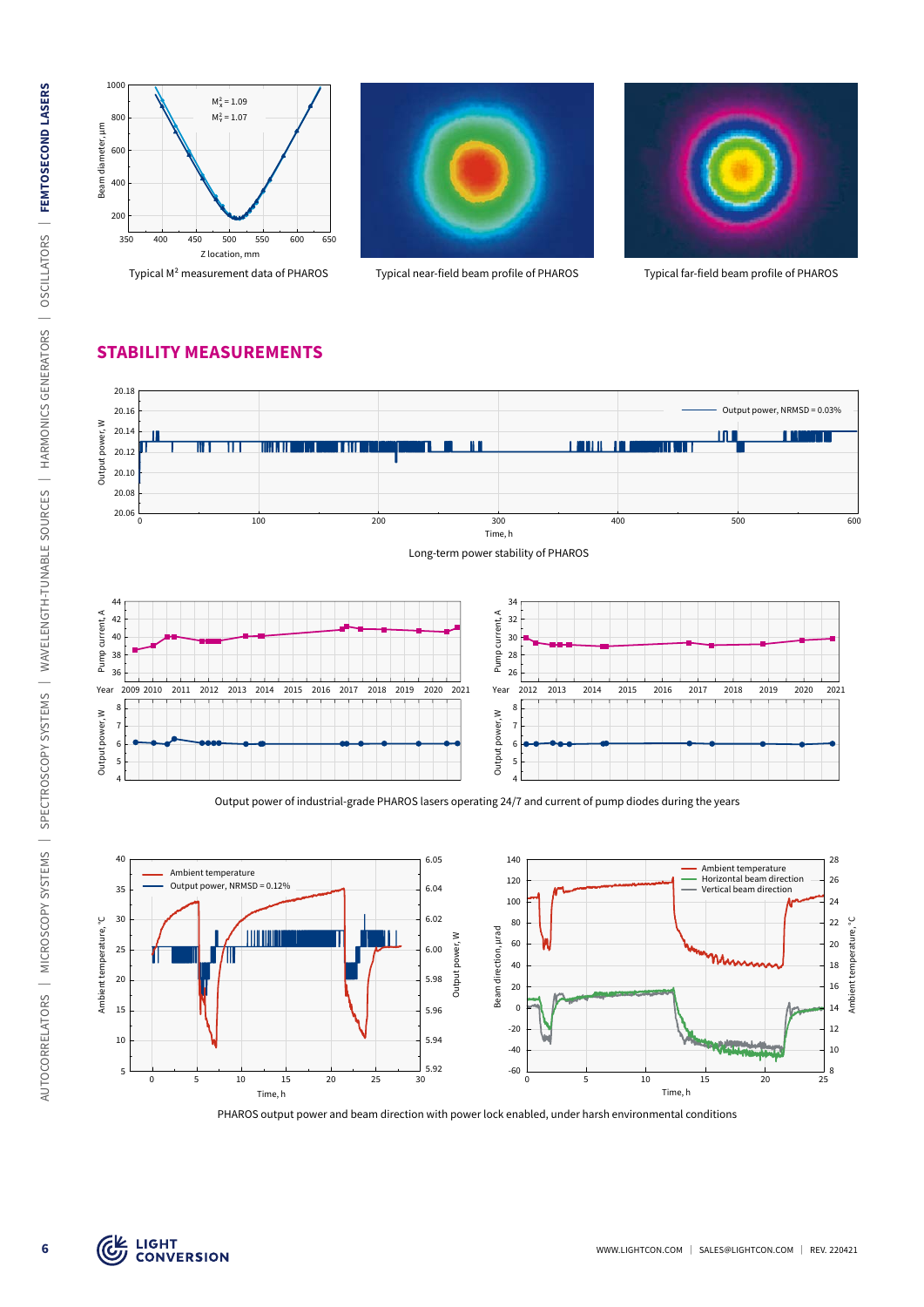Typical M² measurement data of PHAROS

Typical near-field beam profile of PHAROS

Typical far-field beam profile of PHAROS

## STABILITY MEASUREMENTS

Long-term power stability of PHAROS

Output power of industrial-grade PHAROS lasers operating 24/7 and current of pump diodes during the years

PHAROS output power and beam direction with power lock enabled, under harsh environmental conditions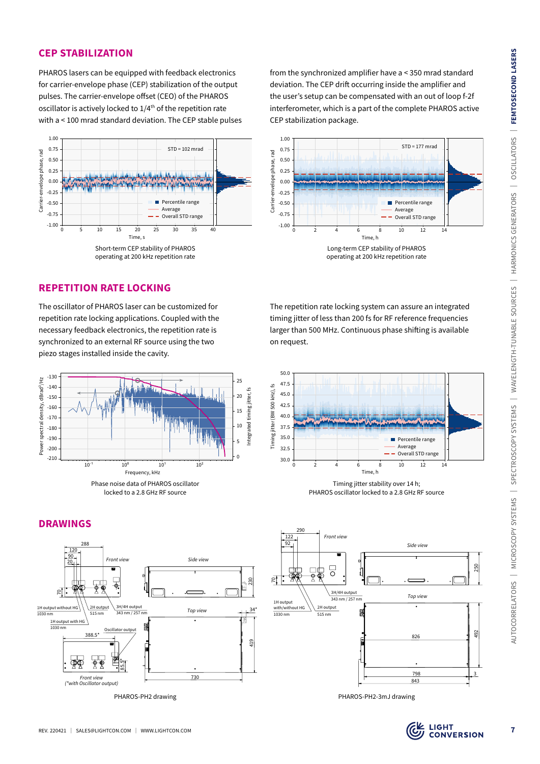## CEP STABILIZATION

PHAROS lasers can be equipped with feedback electronics for carrier-envelope phase (CEP) stabilization of the output pulses. The carrier-envelope offset (CEO) of the PHAROS oscillator is actively locked to 1/4th of the repetition rate with a < 100 mrad standard deviation. The CEP stable pulses from the synchronized amplifier have a < 350 mrad standard deviation. The CEP drift occurring inside the amplifier and the user's setup can be compensated with an out of loop f-2f interferometer, which is a part of the complete PHAROS active CEP stabilization package.

Short-term CEP stability of PHAROS operating at 200 kHz repetition rate

Long-term CEP stability of PHAROS operating at 200 kHz repetition rate

## REPETITION RATE LOCKING

The oscillator of PHAROS laser can be customized for repetition rate locking applications. Coupled with the necessary feedback electronics, the repetition rate is synchronized to an external RF source using the two piezo stages installed inside the cavity.

The repetition rate locking system can assure an integrated timing jitter of less than 200 fs for RF reference frequencies larger than 500 MHz. Continuous phase shifting is available on request.

Phase noise data of PHAROS oscillator locked to a 2.8 GHz RF source

Timing jitter stability over 14 h; PHAROS oscillator locked to a 2.8 GHz RF source

## DRAWINGS

PHAROS-PH2 drawing

PHAROS-PH2-3mJ drawing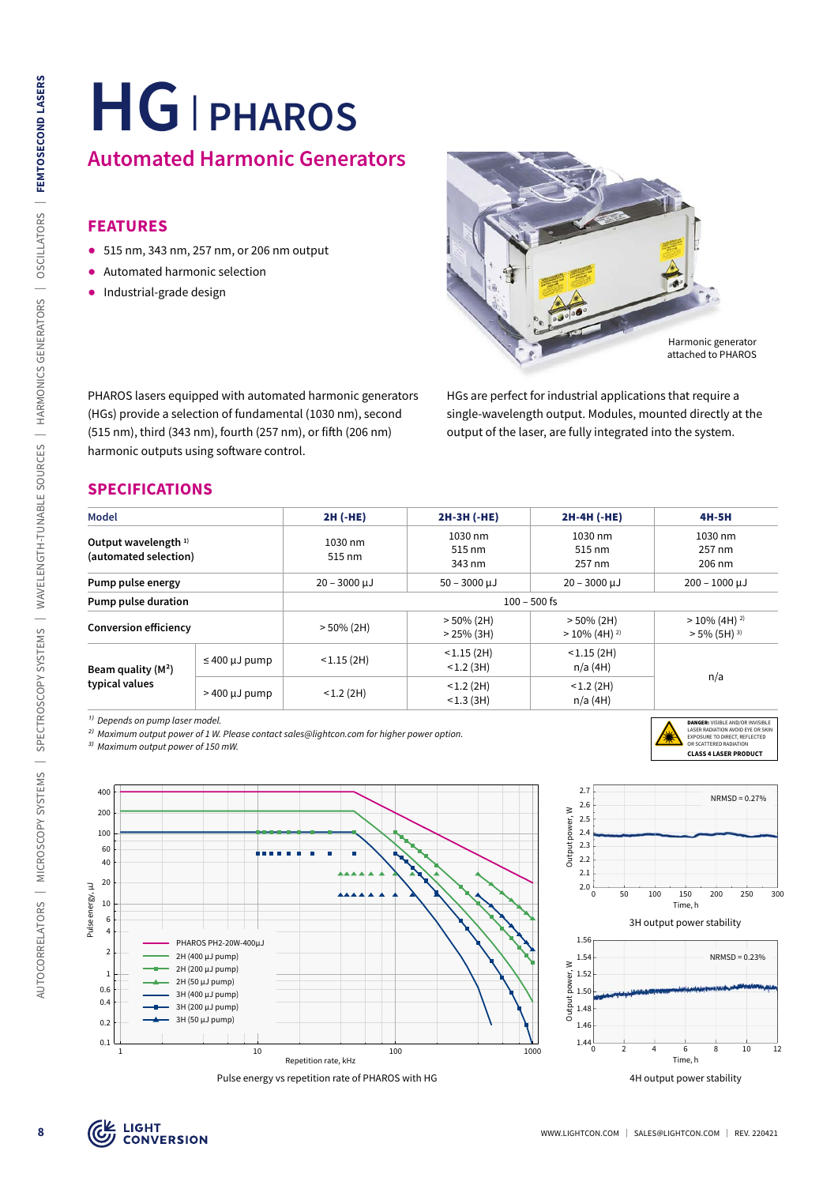# HG | PHAROS

## Automated Harmonic Generators

### FEATURES

- 515 nm, 343 nm, 257 nm, or 206 nm output
- Automated harmonic selection
- Industrial-grade design

Harmonic generator attached to PHAROS

PHAROS lasers equipped with automated harmonic generators (HGs) provide a selection of fundamental (1030 nm), second (515 nm), third (343 nm), fourth (257 nm), or fifth (206 nm) harmonic outputs using software control.

HGs are perfect for industrial applications that require a single-wavelength output. Modules, mounted directly at the output of the laser, are fully integrated into the system.

### SPECIFICATIONS

| Model | | 2H (-HE) | 2H-3H (-HE) | 2H-4H (-HE) | 4H-5H |
|---|---|---|---|---|---|
| Output wavelength [1] (automated selection) | | 1030 nm<br>515 nm | 1030 nm<br>515 nm<br>343 nm | 1030 nm<br>515 nm<br>257 nm | 1030 nm<br>257 nm<br>206 nm |
| Pump pulse energy | | 20 – 3000 µJ | 50 – 3000 µJ | 20 – 3000 µJ | 200 – 1000 µJ |
| Pump pulse duration | | 100 – 500 fs | | | |
| Conversion efficiency | | > 50% (2H) | > 50% (2H)<br>> 25% (3H) | > 50% (2H)<br>> 10% (4H) [2] | > 10% (4H) [2]<br>> 5% (5H) [3] |
| Beam quality ($M^2$) typical values | ≤ 400 µJ pump | <1.15 (2H) | <1.15 (2H)<br><1.2 (3H) | <1.15 (2H)<br>n/a (4H) | n/a |
| | > 400 µJ pump | <1.2 (2H) | <1.2 (2H)<br><1.3 (3H) | <1.2 (2H)<br>n/a (4H) | |

[1] *Depends on pump laser model.*
[2] *Maximum output power of 1 W. Please contact sales@lightcon.com for higher power option.*
[3] *Maximum output power of 150 mW.*

DANGER: VISIBLE AND/OR INVISIBLE LASER RADIATION AVOID EYE OR SKIN EXPOSURE TO DIRECT, REFLECTED OR SCATTERED RADIATION
CLASS 4 LASER PRODUCT

Pulse energy, µJ
Repetition rate, kHz
PHAROS PH2-20W-400µJ
2H (400 µJ pump)
2H (200 µJ pump)
2H (50 µJ pump)
3H (400 µJ pump)
3H (200 µJ pump)
3H (50 µJ pump)

Pulse energy vs repetition rate of PHAROS with HG

Output power, W
Time, h
NRMSD = 0.27%

3H output power stability

Output power, W
Time, h
NRMSD = 0.23%

4H output power stability